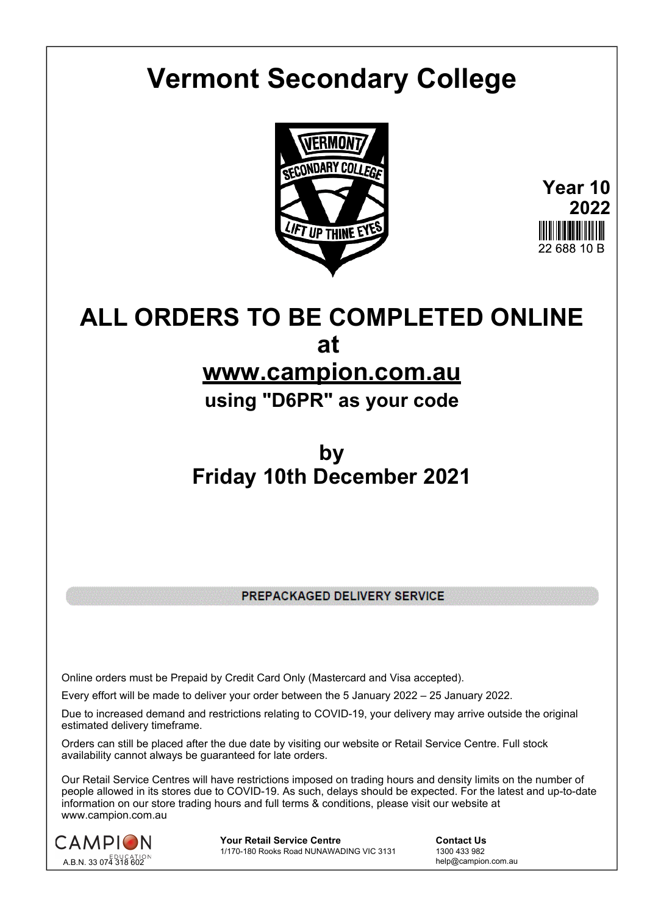# Vermont Secondary College

**Year 10**
**2022**

22 688 10 B

# ALL ORDERS TO BE COMPLETED ONLINE

## at

## www.campion.com.au

### using "D6PR" as your code

## by

## Friday 10th December 2021

**PREPACKAGED DELIVERY SERVICE**

Online orders must be Prepaid by Credit Card Only (Mastercard and Visa accepted).

Every effort will be made to deliver your order between the 5 January 2022 – 25 January 2022.

Due to increased demand and restrictions relating to COVID-19, your delivery may arrive outside the original estimated delivery timeframe.

Orders can still be placed after the due date by visiting our website or Retail Service Centre. Full stock availability cannot always be guaranteed for late orders.

Our Retail Service Centres will have restrictions imposed on trading hours and density limits on the number of people allowed in its stores due to COVID-19. As such, delays should be expected. For the latest and up-to-date information on our store trading hours and full terms & conditions, please visit our website at www.campion.com.au

CAMPION EDUCATION
A.B.N. 33 074 318 602

**Your Retail Service Centre**
1/170-180 Rooks Road NUNAWADING VIC 3131

**Contact Us**
1300 433 982
help@campion.com.au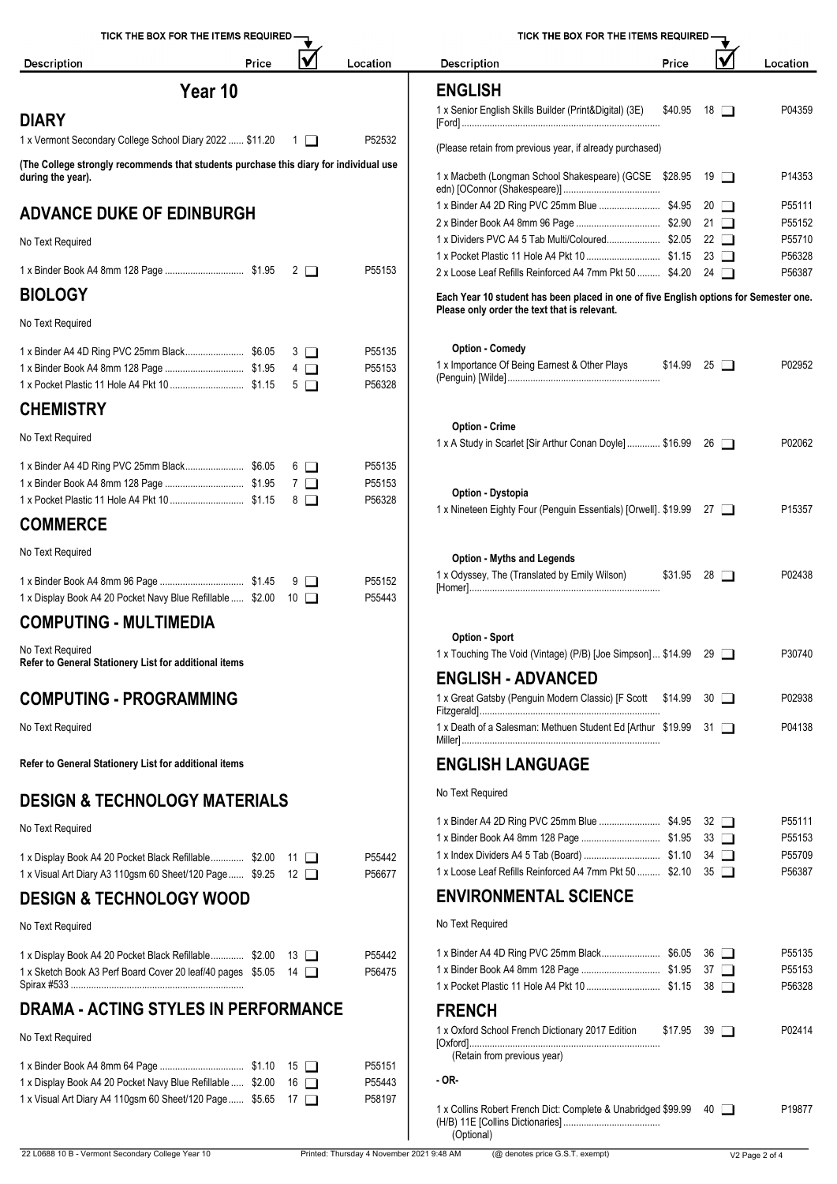| Description | Price | ☑ | Location |
|---|---|---|---|

## Year 10

### DIARY

| Description | Price | ☑ | Location |
|---|---|---|---|
| 1 x Vermont Secondary College School Diary 2022 | $11.20 | 1 ☐ | P52532 |

**(The College strongly recommends that students purchase this diary for individual use during the year).**

### ADVANCE DUKE OF EDINBURGH

No Text Required

| Description | Price | ☑ | Location |
|---|---|---|---|
| 1 x Binder Book A4 8mm 128 Page | $1.95 | 2 ☐ | P55153 |

### BIOLOGY

No Text Required

| Description | Price | ☑ | Location |
|---|---|---|---|
| 1 x Binder A4 4D Ring PVC 25mm Black | $6.05 | 3 ☐ | P55135 |
| 1 x Binder Book A4 8mm 128 Page | $1.95 | 4 ☐ | P55153 |
| 1 x Pocket Plastic 11 Hole A4 Pkt 10 | $1.15 | 5 ☐ | P56328 |

### CHEMISTRY

No Text Required

| Description | Price | ☑ | Location |
|---|---|---|---|
| 1 x Binder A4 4D Ring PVC 25mm Black | $6.05 | 6 ☐ | P55135 |
| 1 x Binder Book A4 8mm 128 Page | $1.95 | 7 ☐ | P55153 |
| 1 x Pocket Plastic 11 Hole A4 Pkt 10 | $1.15 | 8 ☐ | P56328 |

### COMMERCE

No Text Required

| Description | Price | ☑ | Location |
|---|---|---|---|
| 1 x Binder Book A4 8mm 96 Page | $1.45 | 9 ☐ | P55152 |
| 1 x Display Book A4 20 Pocket Navy Blue Refillable | $2.00 | 10 ☐ | P55443 |

### COMPUTING - MULTIMEDIA

No Text Required

**Refer to General Stationery List for additional items**

### COMPUTING - PROGRAMMING

No Text Required

**Refer to General Stationery List for additional items**

### DESIGN & TECHNOLOGY MATERIALS

No Text Required

| Description | Price | ☑ | Location |
|---|---|---|---|
| 1 x Display Book A4 20 Pocket Black Refillable | $2.00 | 11 ☐ | P55442 |
| 1 x Visual Art Diary A3 110gsm 60 Sheet/120 Page | $9.25 | 12 ☐ | P56677 |

### DESIGN & TECHNOLOGY WOOD

No Text Required

| Description | Price | ☑ | Location |
|---|---|---|---|
| 1 x Display Book A4 20 Pocket Black Refillable | $2.00 | 13 ☐ | P55442 |
| 1 x Sketch Book A3 Perf Board Cover 20 leaf/40 pages Spirax #533 | $5.05 | 14 ☐ | P56475 |

### DRAMA - ACTING STYLES IN PERFORMANCE

No Text Required

| Description | Price | ☑ | Location |
|---|---|---|---|
| 1 x Binder Book A4 8mm 64 Page | $1.10 | 15 ☐ | P55151 |
| 1 x Display Book A4 20 Pocket Navy Blue Refillable | $2.00 | 16 ☐ | P55443 |
| 1 x Visual Art Diary A4 110gsm 60 Sheet/120 Page | $5.65 | 17 ☐ | P58197 |

### ENGLISH

| Description | Price | ☑ | Location |
|---|---|---|---|
| 1 x Senior English Skills Builder (Print&Digital) (3E) [Ford] | $40.95 | 18 ☐ | P04359 |

(Please retain from previous year, if already purchased)

| Description | Price | ☑ | Location |
|---|---|---|---|
| 1 x Macbeth (Longman School Shakespeare) (GCSE edn) [OConnor (Shakespeare)] | $28.95 | 19 ☐ | P14353 |
| 1 x Binder A4 2D Ring PVC 25mm Blue | $4.95 | 20 ☐ | P55111 |
| 2 x Binder Book A4 8mm 96 Page | $2.90 | 21 ☐ | P55152 |
| 1 x Dividers PVC A4 5 Tab Multi/Coloured | $2.05 | 22 ☐ | P55710 |
| 1 x Pocket Plastic 11 Hole A4 Pkt 10 | $1.15 | 23 ☐ | P56328 |
| 2 x Loose Leaf Refills Reinforced A4 7mm Pkt 50 | $4.20 | 24 ☐ | P56387 |

**Each Year 10 student has been placed in one of five English options for Semester one. Please only order the text that is relevant.**

**Option - Comedy**

| Description | Price | ☑ | Location |
|---|---|---|---|
| 1 x Importance Of Being Earnest & Other Plays (Penguin) [Wilde] | $14.99 | 25 ☐ | P02952 |

**Option - Crime**

| Description | Price | ☑ | Location |
|---|---|---|---|
| 1 x A Study in Scarlet [Sir Arthur Conan Doyle] | $16.99 | 26 ☐ | P02062 |

**Option - Dystopia**

| Description | Price | ☑ | Location |
|---|---|---|---|
| 1 x Nineteen Eighty Four (Penguin Essentials) [Orwell] | $19.99 | 27 ☐ | P15357 |

**Option - Myths and Legends**

| Description | Price | ☑ | Location |
|---|---|---|---|
| 1 x Odyssey, The (Translated by Emily Wilson) [Homer] | $31.95 | 28 ☐ | P02438 |

**Option - Sport**

| Description | Price | ☑ | Location |
|---|---|---|---|
| 1 x Touching The Void (Vintage) (P/B) [Joe Simpson] | $14.99 | 29 ☐ | P30740 |

### ENGLISH - ADVANCED

| Description | Price | ☑ | Location |
|---|---|---|---|
| 1 x Great Gatsby (Penguin Modern Classic) [F Scott Fitzgerald] | $14.99 | 30 ☐ | P02938 |
| 1 x Death of a Salesman: Methuen Student Ed [Arthur Miller] | $19.99 | 31 ☐ | P04138 |

### ENGLISH LANGUAGE

No Text Required

| Description | Price | ☑ | Location |
|---|---|---|---|
| 1 x Binder A4 2D Ring PVC 25mm Blue | $4.95 | 32 ☐ | P55111 |
| 1 x Binder Book A4 8mm 128 Page | $1.95 | 33 ☐ | P55153 |
| 1 x Index Dividers A4 5 Tab (Board) | $1.10 | 34 ☐ | P55709 |
| 1 x Loose Leaf Refills Reinforced A4 7mm Pkt 50 | $2.10 | 35 ☐ | P56387 |

### ENVIRONMENTAL SCIENCE

No Text Required

| Description | Price | ☑ | Location |
|---|---|---|---|
| 1 x Binder A4 4D Ring PVC 25mm Black | $6.05 | 36 ☐ | P55135 |
| 1 x Binder Book A4 8mm 128 Page | $1.95 | 37 ☐ | P55153 |
| 1 x Pocket Plastic 11 Hole A4 Pkt 10 | $1.15 | 38 ☐ | P56328 |

### FRENCH

| Description | Price | ☑ | Location |
|---|---|---|---|
| 1 x Oxford School French Dictionary 2017 Edition [Oxford] (Retain from previous year) | $17.95 | 39 ☐ | P02414 |

**- OR-**

| Description | Price | ☑ | Location |
|---|---|---|---|
| 1 x Collins Robert French Dict: Complete & Unabridged (H/B) 11E [Collins Dictionaries] (Optional) | $99.99 | 40 ☐ | P19877 |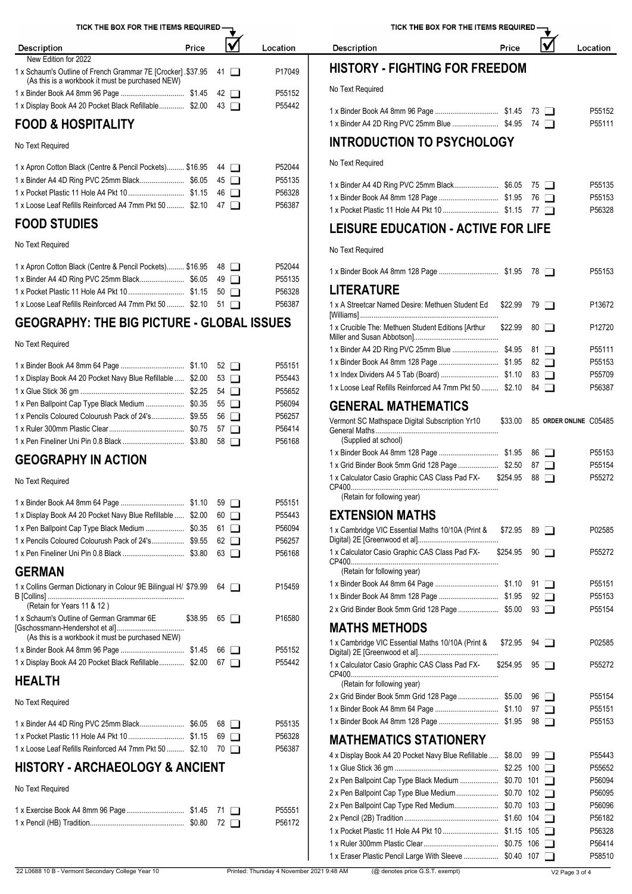| Description | Price | | Location |
|---|---|---|---|
| New Edition for 2022 | | | |
| 1 x Schaum's Outline of French Grammar 7E [Crocker] (As this is a workbook it must be purchased NEW) | $37.95 | 41 | P17049 |
| 1 x Binder Book A4 8mm 96 Page | $1.45 | 42 | P55152 |
| 1 x Display Book A4 20 Pocket Black Refillable | $2.00 | 43 | P55442 |

## FOOD & HOSPITALITY

No Text Required

| Description | Price | | Location |
|---|---|---|---|
| 1 x Apron Cotton Black (Centre & Pencil Pockets) | $16.95 | 44 | P52044 |
| 1 x Binder A4 4D Ring PVC 25mm Black | $6.05 | 45 | P55135 |
| 1 x Pocket Plastic 11 Hole A4 Pkt 10 | $1.15 | 46 | P56328 |
| 1 x Loose Leaf Refills Reinforced A4 7mm Pkt 50 | $2.10 | 47 | P56387 |

## FOOD STUDIES

No Text Required

| Description | Price | | Location |
|---|---|---|---|
| 1 x Apron Cotton Black (Centre & Pencil Pockets) | $16.95 | 48 | P52044 |
| 1 x Binder A4 4D Ring PVC 25mm Black | $6.05 | 49 | P55135 |
| 1 x Pocket Plastic 11 Hole A4 Pkt 10 | $1.15 | 50 | P56328 |
| 1 x Loose Leaf Refills Reinforced A4 7mm Pkt 50 | $2.10 | 51 | P56387 |

## GEOGRAPHY: THE BIG PICTURE - GLOBAL ISSUES

No Text Required

| Description | Price | | Location |
|---|---|---|---|
| 1 x Binder Book A4 8mm 64 Page | $1.10 | 52 | P55151 |
| 1 x Display Book A4 20 Pocket Navy Blue Refillable | $2.00 | 53 | P55443 |
| 1 x Glue Stick 36 gm | $2.25 | 54 | P55652 |
| 1 x Pen Ballpoint Cap Type Black Medium | $0.35 | 55 | P56094 |
| 1 x Pencils Coloured Colourush Pack of 24's | $9.55 | 56 | P56257 |
| 1 x Ruler 300mm Plastic Clear | $0.75 | 57 | P56414 |
| 1 x Pen Fineliner Uni Pin 0.8 Black | $3.80 | 58 | P56168 |

## GEOGRAPHY IN ACTION

No Text Required

| Description | Price | | Location |
|---|---|---|---|
| 1 x Binder Book A4 8mm 64 Page | $1.10 | 59 | P55151 |
| 1 x Display Book A4 20 Pocket Navy Blue Refillable | $2.00 | 60 | P55443 |
| 1 x Pen Ballpoint Cap Type Black Medium | $0.35 | 61 | P56094 |
| 1 x Pencils Coloured Colourush Pack of 24's | $9.55 | 62 | P56257 |
| 1 x Pen Fineliner Uni Pin 0.8 Black | $3.80 | 63 | P56168 |

## GERMAN

| Description | Price | | Location |
|---|---|---|---|
| 1 x Collins German Dictionary in Colour 9E Bilingual H/B [Collins] (Retain for Years 11 & 12 ) | $79.99 | 64 | P15459 |
| 1 x Schaum's Outline of German Grammar 6E [Gschossmann-Hendershot et al] (As this is a workbook it must be purchased NEW) | $38.95 | 65 | P16580 |
| 1 x Binder Book A4 8mm 96 Page | $1.45 | 66 | P55152 |
| 1 x Display Book A4 20 Pocket Black Refillable | $2.00 | 67 | P55442 |

## HEALTH

No Text Required

| Description | Price | | Location |
|---|---|---|---|
| 1 x Binder A4 4D Ring PVC 25mm Black | $6.05 | 68 | P55135 |
| 1 x Pocket Plastic 11 Hole A4 Pkt 10 | $1.15 | 69 | P56328 |
| 1 x Loose Leaf Refills Reinforced A4 7mm Pkt 50 | $2.10 | 70 | P56387 |

## HISTORY - ARCHAEOLOGY & ANCIENT

No Text Required

| Description | Price | | Location |
|---|---|---|---|
| 1 x Exercise Book A4 8mm 96 Page | $1.45 | 71 | P55551 |
| 1 x Pencil (HB) Tradition | $0.80 | 72 | P56172 |

## HISTORY - FIGHTING FOR FREEDOM

No Text Required

| Description | Price | | Location |
|---|---|---|---|
| 1 x Binder Book A4 8mm 96 Page | $1.45 | 73 | P55152 |
| 1 x Binder A4 2D Ring PVC 25mm Blue | $4.95 | 74 | P55111 |

## INTRODUCTION TO PSYCHOLOGY

No Text Required

| Description | Price | | Location |
|---|---|---|---|
| 1 x Binder A4 4D Ring PVC 25mm Black | $6.05 | 75 | P55135 |
| 1 x Binder Book A4 8mm 128 Page | $1.95 | 76 | P55153 |
| 1 x Pocket Plastic 11 Hole A4 Pkt 10 | $1.15 | 77 | P56328 |

## LEISURE EDUCATION - ACTIVE FOR LIFE

No Text Required

| Description | Price | | Location |
|---|---|---|---|
| 1 x Binder Book A4 8mm 128 Page | $1.95 | 78 | P55153 |

## LITERATURE

| Description | Price | | Location |
|---|---|---|---|
| 1 x A Streetcar Named Desire: Methuen Student Ed [Williams] | $22.99 | 79 | P13672 |
| 1 x Crucible The: Methuen Student Editions [Arthur Miller and Susan Abbotson] | $22.99 | 80 | P12720 |
| 1 x Binder A4 2D Ring PVC 25mm Blue | $4.95 | 81 | P55111 |
| 1 x Binder Book A4 8mm 128 Page | $1.95 | 82 | P55153 |
| 1 x Index Dividers A4 5 Tab (Board) | $1.10 | 83 | P55709 |
| 1 x Loose Leaf Refills Reinforced A4 7mm Pkt 50 | $2.10 | 84 | P56387 |

## GENERAL MATHEMATICS

| Description | Price | | Location |
|---|---|---|---|
| Vermont SC Mathspace Digital Subscription Yr10 General Maths (Supplied at school) | $33.00 | 85 ORDER ONLINE | C05485 |
| 1 x Binder Book A4 8mm 128 Page | $1.95 | 86 | P55153 |
| 1 x Grid Binder Book 5mm Grid 128 Page | $2.50 | 87 | P55154 |
| 1 x Calculator Casio Graphic CAS Class Pad FX-CP400 (Retain for following year) | $254.95 | 88 | P55272 |

## EXTENSION MATHS

| Description | Price | | Location |
|---|---|---|---|
| 1 x Cambridge VIC Essential Maths 10/10A (Print & Digital) 2E [Greenwood et al] | $72.95 | 89 | P02585 |
| 1 x Calculator Casio Graphic CAS Class Pad FX-CP400 (Retain for following year) | $254.95 | 90 | P55272 |
| 1 x Binder Book A4 8mm 64 Page | $1.10 | 91 | P55151 |
| 1 x Binder Book A4 8mm 128 Page | $1.95 | 92 | P55153 |
| 2 x Grid Binder Book 5mm Grid 128 Page | $5.00 | 93 | P55154 |

## MATHS METHODS

| Description | Price | | Location |
|---|---|---|---|
| 1 x Cambridge VIC Essential Maths 10/10A (Print & Digital) 2E [Greenwood et al] | $72.95 | 94 | P02585 |
| 1 x Calculator Casio Graphic CAS Class Pad FX-CP400 (Retain for following year) | $254.95 | 95 | P55272 |
| 2 x Grid Binder Book 5mm Grid 128 Page | $5.00 | 96 | P55154 |
| 1 x Binder Book A4 8mm 64 Page | $1.10 | 97 | P55151 |
| 1 x Binder Book A4 8mm 128 Page | $1.95 | 98 | P55153 |

## MATHEMATICS STATIONERY

| Description | Price | | Location |
|---|---|---|---|
| 4 x Display Book A4 20 Pocket Navy Blue Refillable | $8.00 | 99 | P55443 |
| 1 x Glue Stick 36 gm | $2.25 | 100 | P55652 |
| 2 x Pen Ballpoint Cap Type Black Medium | $0.70 | 101 | P56094 |
| 2 x Pen Ballpoint Cap Type Blue Medium | $0.70 | 102 | P56095 |
| 2 x Pen Ballpoint Cap Type Red Medium | $0.70 | 103 | P56096 |
| 2 x Pencil (2B) Tradition | $1.60 | 104 | P56182 |
| 1 x Pocket Plastic 11 Hole A4 Pkt 10 | $1.15 | 105 | P56328 |
| 1 x Ruler 300mm Plastic Clear | $0.75 | 106 | P56414 |
| 1 x Eraser Plastic Pencil Large With Sleeve | $0.40 | 107 | P58510 |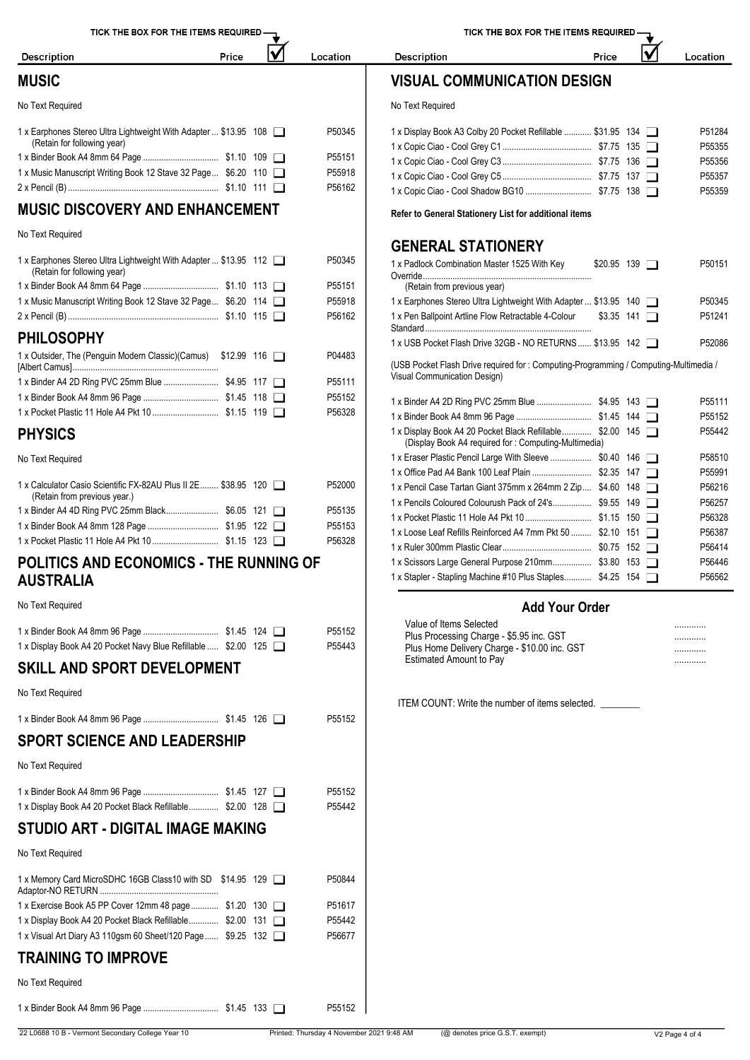TICK THE BOX FOR THE ITEMS REQUIRED

## MUSIC

No Text Required

| Description | Price | | ☑ | Location |
|---|---|---|---|---|
| 1 x Earphones Stereo Ultra Lightweight With Adapter ... (Retain for following year) | $13.95 | 108 | ❑ | P50345 |
| 1 x Binder Book A4 8mm 64 Page | $1.10 | 109 | ❑ | P55151 |
| 1 x Music Manuscript Writing Book 12 Stave 32 Page... | $6.20 | 110 | ❑ | P55918 |
| 2 x Pencil (B) | $1.10 | 111 | ❑ | P56162 |

## MUSIC DISCOVERY AND ENHANCEMENT

No Text Required

| Description | Price | | ☑ | Location |
|---|---|---|---|---|
| 1 x Earphones Stereo Ultra Lightweight With Adapter ... (Retain for following year) | $13.95 | 112 | ❑ | P50345 |
| 1 x Binder Book A4 8mm 64 Page | $1.10 | 113 | ❑ | P55151 |
| 1 x Music Manuscript Writing Book 12 Stave 32 Page... | $6.20 | 114 | ❑ | P55918 |
| 2 x Pencil (B) | $1.10 | 115 | ❑ | P56162 |

## PHILOSOPHY

| Description | Price | | ☑ | Location |
|---|---|---|---|---|
| 1 x Outsider, The (Penguin Modern Classic)(Camus) [Albert Camus] | $12.99 | 116 | ❑ | P04483 |
| 1 x Binder A4 2D Ring PVC 25mm Blue | $4.95 | 117 | ❑ | P55111 |
| 1 x Binder Book A4 8mm 96 Page | $1.45 | 118 | ❑ | P55152 |
| 1 x Pocket Plastic 11 Hole A4 Pkt 10 | $1.15 | 119 | ❑ | P56328 |

## PHYSICS

No Text Required

| Description | Price | | ☑ | Location |
|---|---|---|---|---|
| 1 x Calculator Casio Scientific FX-82AU Plus II 2E ... (Retain from previous year.) | $38.95 | 120 | ❑ | P52000 |
| 1 x Binder A4 4D Ring PVC 25mm Black | $6.05 | 121 | ❑ | P55135 |
| 1 x Binder Book A4 8mm 128 Page | $1.95 | 122 | ❑ | P55153 |
| 1 x Pocket Plastic 11 Hole A4 Pkt 10 | $1.15 | 123 | ❑ | P56328 |

## POLITICS AND ECONOMICS - THE RUNNING OF AUSTRALIA

No Text Required

| Description | Price | | ☑ | Location |
|---|---|---|---|---|
| 1 x Binder Book A4 8mm 96 Page | $1.45 | 124 | ❑ | P55152 |
| 1 x Display Book A4 20 Pocket Navy Blue Refillable | $2.00 | 125 | ❑ | P55443 |

## SKILL AND SPORT DEVELOPMENT

No Text Required

| Description | Price | | ☑ | Location |
|---|---|---|---|---|
| 1 x Binder Book A4 8mm 96 Page | $1.45 | 126 | ❑ | P55152 |

## SPORT SCIENCE AND LEADERSHIP

No Text Required

| Description | Price | | ☑ | Location |
|---|---|---|---|---|
| 1 x Binder Book A4 8mm 96 Page | $1.45 | 127 | ❑ | P55152 |
| 1 x Display Book A4 20 Pocket Black Refillable | $2.00 | 128 | ❑ | P55442 |

## STUDIO ART - DIGITAL IMAGE MAKING

No Text Required

| Description | Price | | ☑ | Location |
|---|---|---|---|---|
| 1 x Memory Card MicroSDHC 16GB Class10 with SD Adaptor-NO RETURN | $14.95 | 129 | ❑ | P50844 |
| 1 x Exercise Book A5 PP Cover 12mm 48 page | $1.20 | 130 | ❑ | P51617 |
| 1 x Display Book A4 20 Pocket Black Refillable | $2.00 | 131 | ❑ | P55442 |
| 1 x Visual Art Diary A3 110gsm 60 Sheet/120 Page | $9.25 | 132 | ❑ | P56677 |

## TRAINING TO IMPROVE

No Text Required

| Description | Price | | ☑ | Location |
|---|---|---|---|---|
| 1 x Binder Book A4 8mm 96 Page | $1.45 | 133 | ❑ | P55152 |

## VISUAL COMMUNICATION DESIGN

No Text Required

| Description | Price | | ☑ | Location |
|---|---|---|---|---|
| 1 x Display Book A3 Colby 20 Pocket Refillable | $31.95 | 134 | ❑ | P51284 |
| 1 x Copic Ciao - Cool Grey C1 | $7.75 | 135 | ❑ | P55355 |
| 1 x Copic Ciao - Cool Grey C3 | $7.75 | 136 | ❑ | P55356 |
| 1 x Copic Ciao - Cool Grey C5 | $7.75 | 137 | ❑ | P55357 |
| 1 x Copic Ciao - Cool Shadow BG10 | $7.75 | 138 | ❑ | P55359 |

**Refer to General Stationery List for additional items**

## GENERAL STATIONERY

| Description | Price | | ☑ | Location |
|---|---|---|---|---|
| 1 x Padlock Combination Master 1525 With Key Override (Retain from previous year) | $20.95 | 139 | ❑ | P50151 |
| 1 x Earphones Stereo Ultra Lightweight With Adapter ... | $13.95 | 140 | ❑ | P50345 |
| 1 x Pen Ballpoint Artline Flow Retractable 4-Colour Standard | $3.35 | 141 | ❑ | P51241 |
| 1 x USB Pocket Flash Drive 32GB - NO RETURNS | $13.95 | 142 | ❑ | P52086 |

(USB Pocket Flash Drive required for : Computing-Programming / Computing-Multimedia / Visual Communication Design)

| Description | Price | | ☑ | Location |
|---|---|---|---|---|
| 1 x Binder A4 2D Ring PVC 25mm Blue | $4.95 | 143 | ❑ | P55111 |
| 1 x Binder Book A4 8mm 96 Page | $1.45 | 144 | ❑ | P55152 |
| 1 x Display Book A4 20 Pocket Black Refillable (Display Book A4 required for : Computing-Multimedia) | $2.00 | 145 | ❑ | P55442 |
| 1 x Eraser Plastic Pencil Large With Sleeve | $0.40 | 146 | ❑ | P58510 |
| 1 x Office Pad A4 Bank 100 Leaf Plain | $2.35 | 147 | ❑ | P55991 |
| 1 x Pencil Case Tartan Giant 375mm x 264mm 2 Zip | $4.60 | 148 | ❑ | P56216 |
| 1 x Pencils Coloured Colourush Pack of 24's | $9.55 | 149 | ❑ | P56257 |
| 1 x Pocket Plastic 11 Hole A4 Pkt 10 | $1.15 | 150 | ❑ | P56328 |
| 1 x Loose Leaf Refills Reinforced A4 7mm Pkt 50 | $2.10 | 151 | ❑ | P56387 |
| 1 x Ruler 300mm Plastic Clear | $0.75 | 152 | ❑ | P56414 |
| 1 x Scissors Large General Purpose 210mm | $3.80 | 153 | ❑ | P56446 |
| 1 x Stapler - Stapling Machine #10 Plus Staples | $4.25 | 154 | ❑ | P56562 |

### Add Your Order

| | |
|---|---|
| Value of Items Selected | ............ |
| Plus Processing Charge - $5.95 inc. GST | ............ |
| Plus Home Delivery Charge - $10.00 inc. GST | ............ |
| Estimated Amount to Pay | ............ |

ITEM COUNT: Write the number of items selected. ________

22 L0688 10 B - Vermont Secondary College Year 10 | Printed: Thursday 4 November 2021 9:48 AM | (@ denotes price G.S.T. exempt) | V2